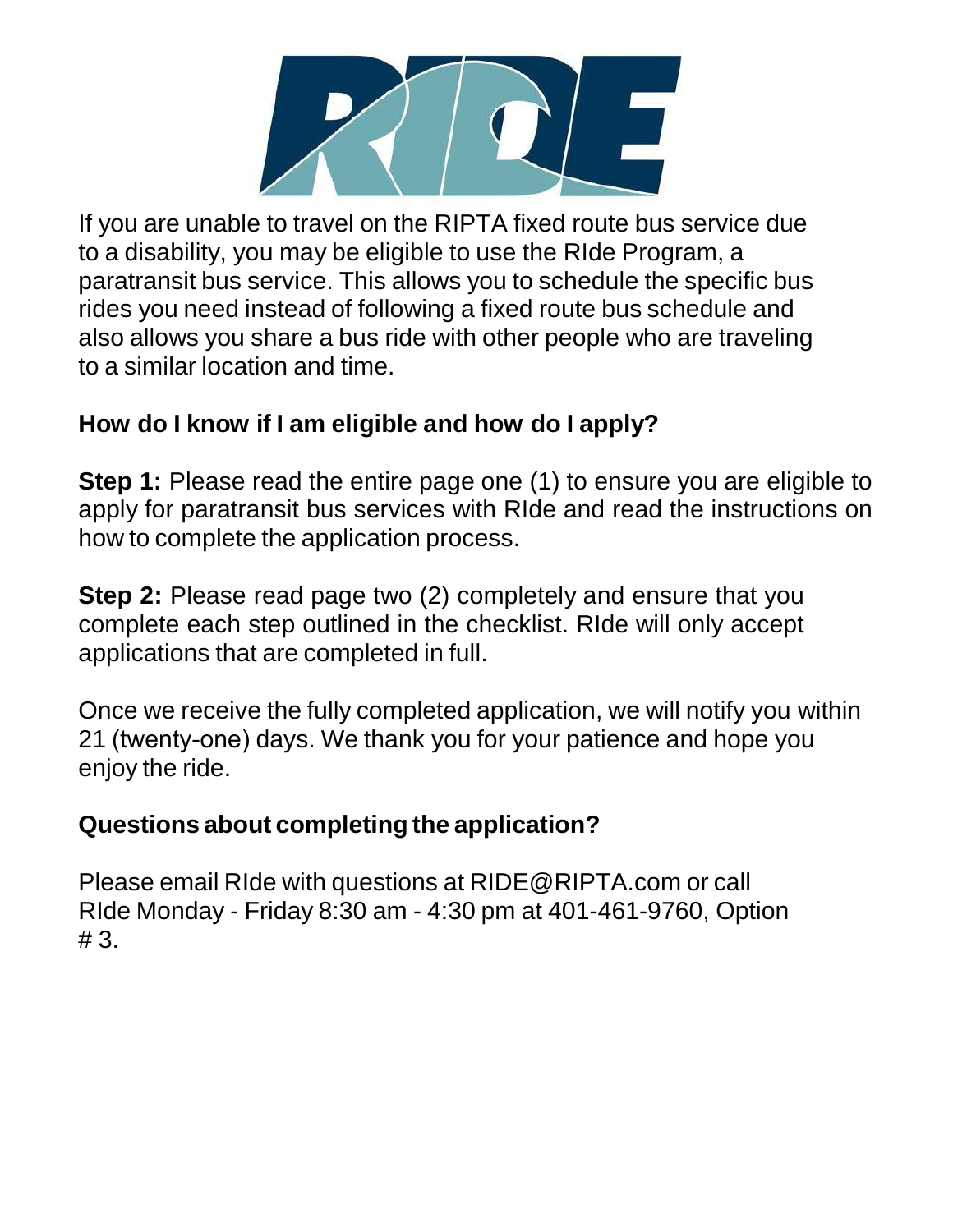If you are unable to travel on the RIPTA fixed route bus service due to a disability, you may be eligible to use the RIde Program, a paratransit bus service. This allows you to schedule the specific bus rides you need instead of following a fixed route bus schedule and also allows you share a bus ride with other people who are traveling to a similar location and time.

## How do I know if I am eligible and how do I apply?

**Step 1:** Please read the entire page one (1) to ensure you are eligible to apply for paratransit bus services with RIde and read the instructions on how to complete the application process.

**Step 2:** Please read page two (2) completely and ensure that you complete each step outlined in the checklist. RIde will only accept applications that are completed in full.

Once we receive the fully completed application, we will notify you within 21 (twenty-one) days. We thank you for your patience and hope you enjoy the ride.

## Questions about completing the application?

Please email RIde with questions at RIDE@RIPTA.com or call RIde Monday - Friday 8:30 am - 4:30 pm at 401-461-9760, Option # 3.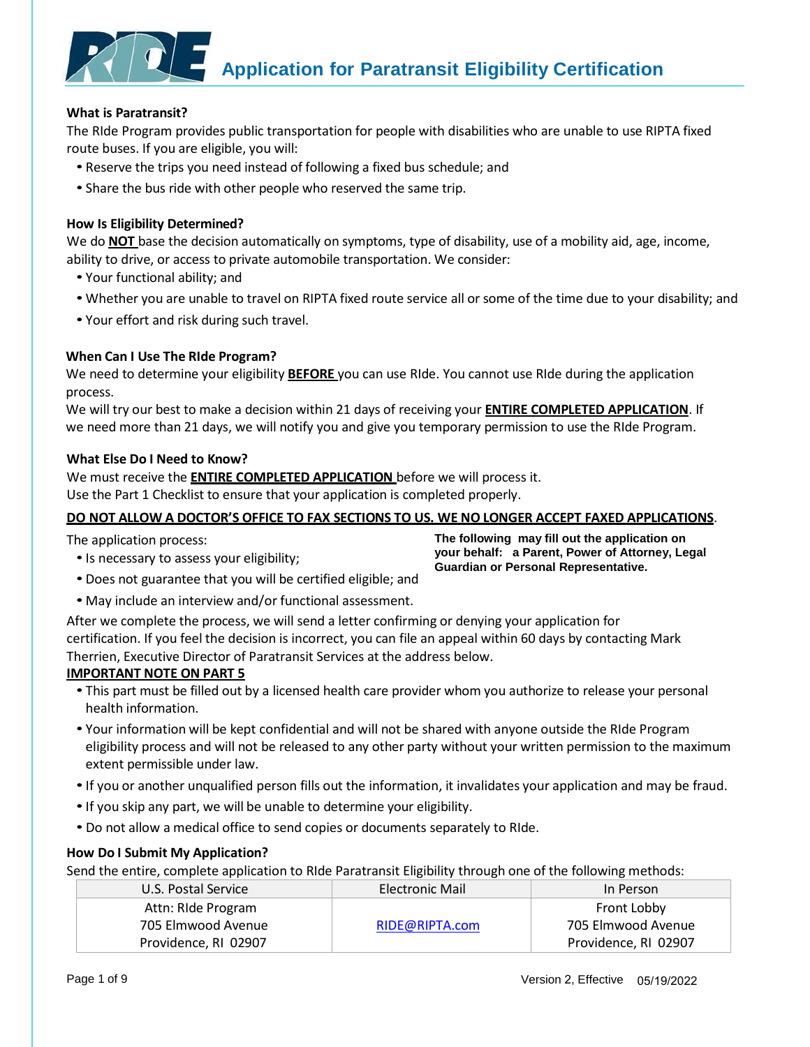# Application for Paratransit Eligibility Certification

**What is Paratransit?**

The RIde Program provides public transportation for people with disabilities who are unable to use RIPTA fixed route buses. If you are eligible, you will:

- Reserve the trips you need instead of following a fixed bus schedule; and
- Share the bus ride with other people who reserved the same trip.

**How Is Eligibility Determined?**

We do **NOT** base the decision automatically on symptoms, type of disability, use of a mobility aid, age, income, ability to drive, or access to private automobile transportation. We consider:

- Your functional ability; and
- Whether you are unable to travel on RIPTA fixed route service all or some of the time due to your disability; and
- Your effort and risk during such travel.

**When Can I Use The RIde Program?**

We need to determine your eligibility **BEFORE** you can use RIde. You cannot use RIde during the application process.

We will try our best to make a decision within 21 days of receiving your **ENTIRE COMPLETED APPLICATION**. If we need more than 21 days, we will notify you and give you temporary permission to use the RIde Program.

**What Else Do I Need to Know?**

We must receive the **ENTIRE COMPLETED APPLICATION** before we will process it.

Use the Part 1 Checklist to ensure that your application is completed properly.

**DO NOT ALLOW A DOCTOR'S OFFICE TO FAX SECTIONS TO US. WE NO LONGER ACCEPT FAXED APPLICATIONS.**

The application process:

- Is necessary to assess your eligibility;
- Does not guarantee that you will be certified eligible; and
- May include an interview and/or functional assessment.

**The following may fill out the application on your behalf: a Parent, Power of Attorney, Legal Guardian or Personal Representative.**

After we complete the process, we will send a letter confirming or denying your application for certification. If you feel the decision is incorrect, you can file an appeal within 60 days by contacting Mark Therrien, Executive Director of Paratransit Services at the address below.

**IMPORTANT NOTE ON PART 5**

- This part must be filled out by a licensed health care provider whom you authorize to release your personal health information.
- Your information will be kept confidential and will not be shared with anyone outside the RIde Program eligibility process and will not be released to any other party without your written permission to the maximum extent permissible under law.
- If you or another unqualified person fills out the information, it invalidates your application and may be fraud.
- If you skip any part, we will be unable to determine your eligibility.
- Do not allow a medical office to send copies or documents separately to RIde.

**How Do I Submit My Application?**

Send the entire, complete application to RIde Paratransit Eligibility through one of the following methods:

| U.S. Postal Service | Electronic Mail | In Person |
|---|---|---|
| Attn: RIde Program<br>705 Elmwood Avenue<br>Providence, RI 02907 | RIDE@RIPTA.com | Front Lobby<br>705 Elmwood Avenue<br>Providence, RI 02907 |

Version 2, Effective 05/19/2022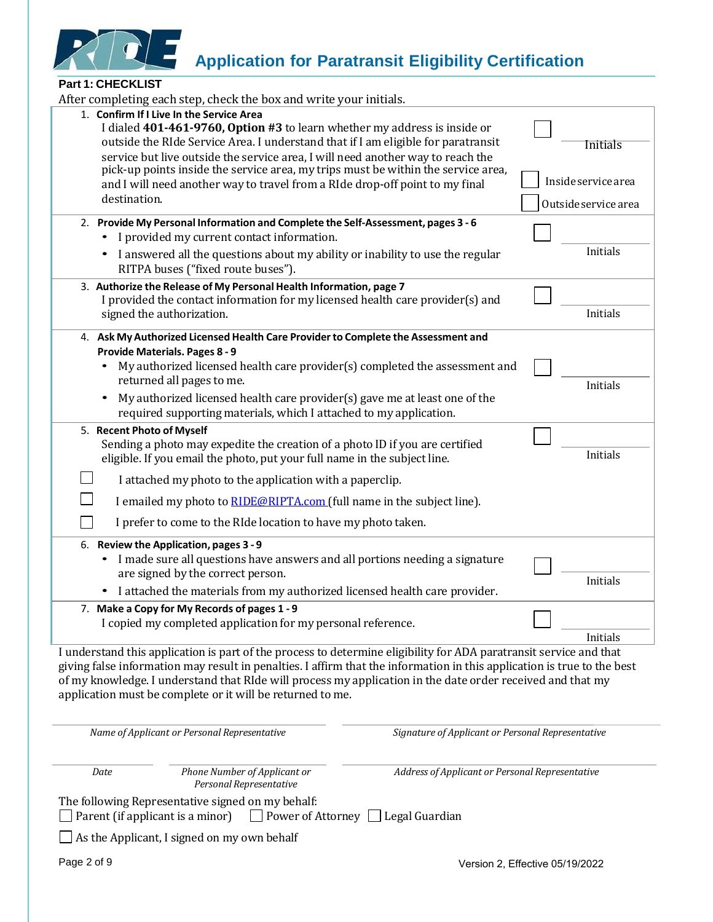# Application for Paratransit Eligibility Certification

**Part 1: CHECKLIST**

After completing each step, check the box and write your initials.

1. **Confirm If I Live In the Service Area**
   I dialed **401-461-9760, Option #3** to learn whether my address is inside or outside the RIde Service Area. I understand that if I am eligible for paratransit service but live outside the service area, I will need another way to reach the pick-up points inside the service area, my trips must be within the service area, and I will need another way to travel from a RIde drop-off point to my final destination.

   ☐ \_\_\_\_\_\_\_\_ Initials

   ☐ Inside service area

   ☐ Outside service area

2. **Provide My Personal Information and Complete the Self-Assessment, pages 3 - 6**
   - I provided my current contact information.
   - I answered all the questions about my ability or inability to use the regular RITPA buses ("fixed route buses").

   ☐ \_\_\_\_\_\_\_\_ Initials

3. **Authorize the Release of My Personal Health Information, page 7**
   I provided the contact information for my licensed health care provider(s) and signed the authorization.

   ☐ \_\_\_\_\_\_\_\_ Initials

4. **Ask My Authorized Licensed Health Care Provider to Complete the Assessment and Provide Materials. Pages 8 - 9**
   - My authorized licensed health care provider(s) completed the assessment and returned all pages to me.
   - My authorized licensed health care provider(s) gave me at least one of the required supporting materials, which I attached to my application.

   ☐ \_\_\_\_\_\_\_\_ Initials

5. **Recent Photo of Myself**
   Sending a photo may expedite the creation of a photo ID if you are certified eligible. If you email the photo, put your full name in the subject line.

   ☐ \_\_\_\_\_\_\_\_ Initials

   ☐ I attached my photo to the application with a paperclip.

   ☐ I emailed my photo to RIDE@RIPTA.com (full name in the subject line).

   ☐ I prefer to come to the RIde location to have my photo taken.

6. **Review the Application, pages 3 - 9**
   - I made sure all questions have answers and all portions needing a signature are signed by the correct person.
   - I attached the materials from my authorized licensed health care provider.

   ☐ \_\_\_\_\_\_\_\_ Initials

7. **Make a Copy for My Records of pages 1 - 9**
   I copied my completed application for my personal reference.

   ☐ \_\_\_\_\_\_\_\_ Initials

I understand this application is part of the process to determine eligibility for ADA paratransit service and that giving false information may result in penalties. I affirm that the information in this application is true to the best of my knowledge. I understand that RIde will process my application in the date order received and that my application must be complete or it will be returned to me.

\_\_\_\_\_\_\_\_\_\_\_\_\_\_\_\_\_\_\_\_\_\_\_\_\_\_\_\_
*Name of Applicant or Personal Representative*

\_\_\_\_\_\_\_\_\_\_\_\_\_\_\_\_\_\_\_\_\_\_\_\_\_\_\_\_
*Signature of Applicant or Personal Representative*

\_\_\_\_\_\_\_\_\_\_\_\_\_\_
*Date*

\_\_\_\_\_\_\_\_\_\_\_\_\_\_\_\_\_\_\_\_\_\_\_\_\_\_\_\_
*Phone Number of Applicant or Personal Representative*

\_\_\_\_\_\_\_\_\_\_\_\_\_\_\_\_\_\_\_\_\_\_\_\_\_\_\_\_
*Address of Applicant or Personal Representative*

The following Representative signed on my behalf:

☐ Parent (if applicant is a minor) ☐ Power of Attorney ☐ Legal Guardian

☐ As the Applicant, I signed on my own behalf

Version 2, Effective 05/19/2022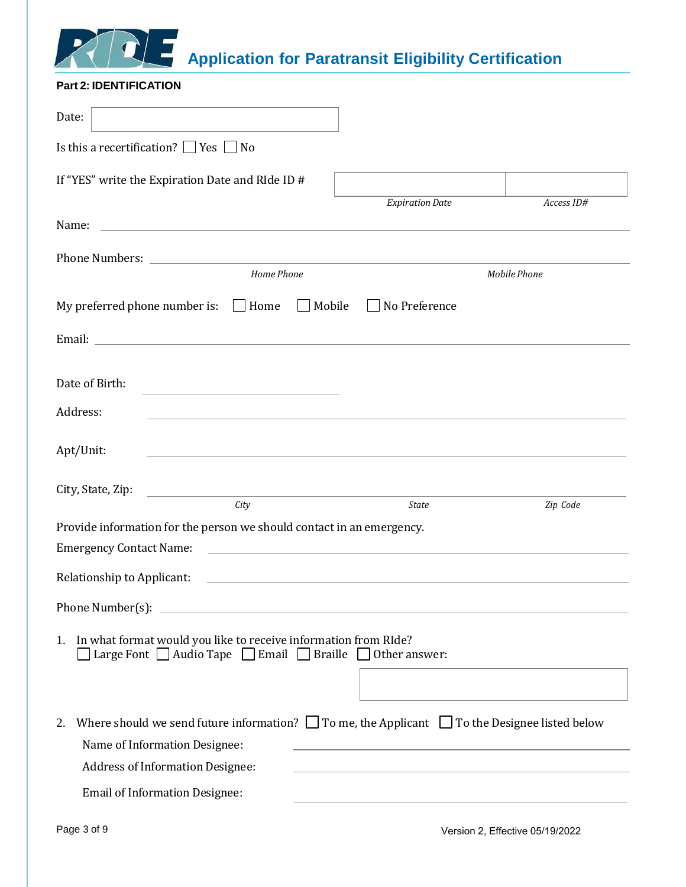# Application for Paratransit Eligibility Certification

**Part 2: IDENTIFICATION**

Date: ______________________

Is this a recertification? ☐ Yes ☐ No

If "YES" write the Expiration Date and RIde ID # ______________ ______________
*Expiration Date* *Access ID#*

Name: ____________________________________________

Phone Numbers: ____________________________________________
*Home Phone* *Mobile Phone*

My preferred phone number is: ☐ Home ☐ Mobile ☐ No Preference

Email: ____________________________________________

Date of Birth: ______________________

Address: ____________________________________________

Apt/Unit: ____________________________________________

City, State, Zip: ____________________________________________
*City* *State* *Zip Code*

Provide information for the person we should contact in an emergency.

Emergency Contact Name: ____________________________________________

Relationship to Applicant: ____________________________________________

Phone Number(s): ____________________________________________

1. In what format would you like to receive information from RIde?
   ☐ Large Font ☐ Audio Tape ☐ Email ☐ Braille ☐ Other answer: ______________________

2. Where should we send future information? ☐ To me, the Applicant ☐ To the Designee listed below

   Name of Information Designee: ____________________________________________

   Address of Information Designee: ____________________________________________

   Email of Information Designee: ____________________________________________

Version 2, Effective 05/19/2022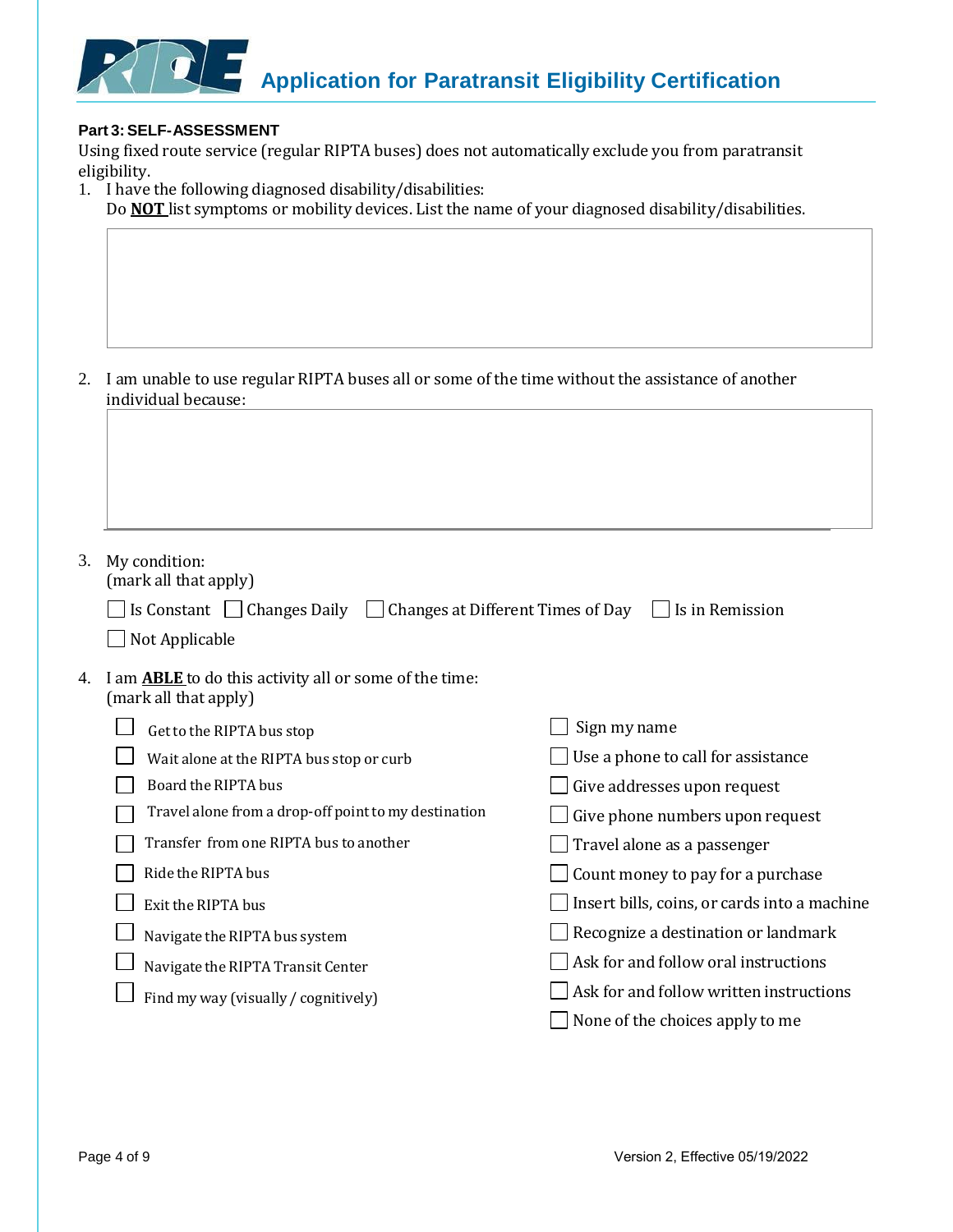## Application for Paratransit Eligibility Certification

**Part 3: SELF-ASSESSMENT**

Using fixed route service (regular RIPTA buses) does not automatically exclude you from paratransit eligibility.

1. I have the following diagnosed disability/disabilities:
   Do **NOT** list symptoms or mobility devices. List the name of your diagnosed disability/disabilities.

2. I am unable to use regular RIPTA buses all or some of the time without the assistance of another individual because:

3. My condition:
   (mark all that apply)

   - ☐ Is Constant
   - ☐ Changes Daily
   - ☐ Changes at Different Times of Day
   - ☐ Is in Remission
   - ☐ Not Applicable

4. I am **ABLE** to do this activity all or some of the time:
   (mark all that apply)

   - ☐ Get to the RIPTA bus stop
   - ☐ Wait alone at the RIPTA bus stop or curb
   - ☐ Board the RIPTA bus
   - ☐ Travel alone from a drop-off point to my destination
   - ☐ Transfer from one RIPTA bus to another
   - ☐ Ride the RIPTA bus
   - ☐ Exit the RIPTA bus
   - ☐ Navigate the RIPTA bus system
   - ☐ Navigate the RIPTA Transit Center
   - ☐ Find my way (visually / cognitively)
   - ☐ Sign my name
   - ☐ Use a phone to call for assistance
   - ☐ Give addresses upon request
   - ☐ Give phone numbers upon request
   - ☐ Travel alone as a passenger
   - ☐ Count money to pay for a purchase
   - ☐ Insert bills, coins, or cards into a machine
   - ☐ Recognize a destination or landmark
   - ☐ Ask for and follow oral instructions
   - ☐ Ask for and follow written instructions
   - ☐ None of the choices apply to me

Version 2, Effective 05/19/2022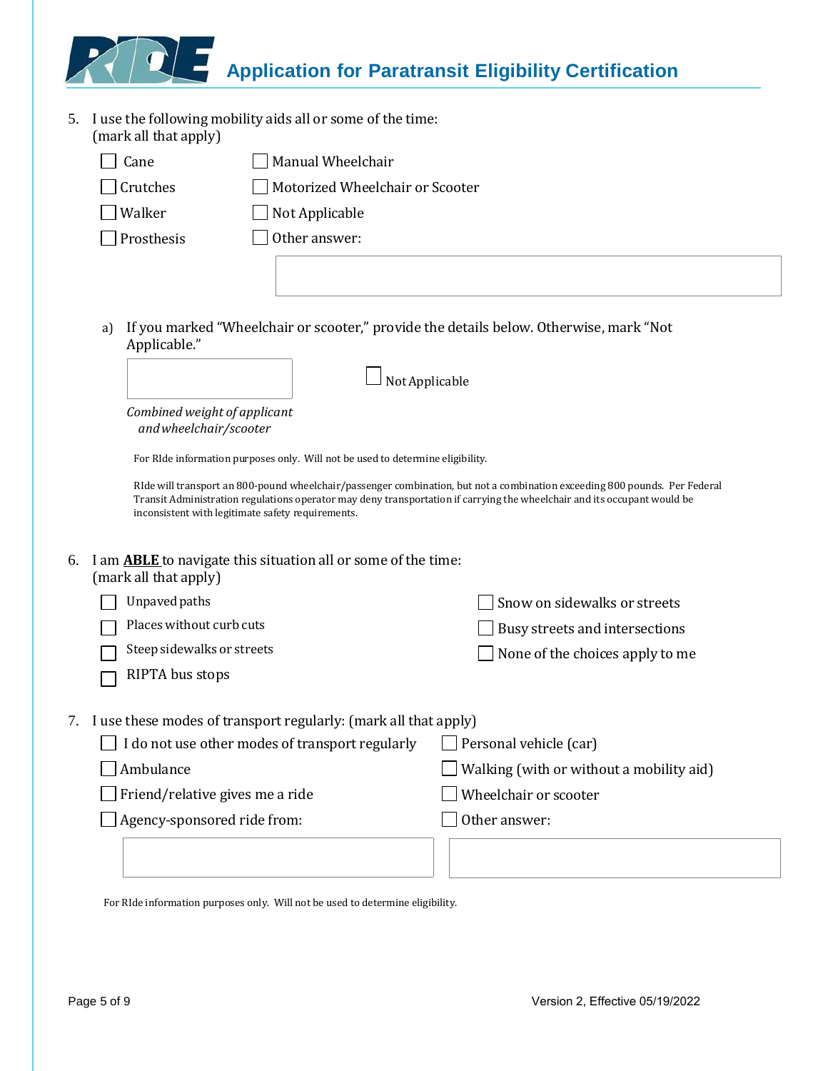5. I use the following mobility aids all or some of the time:
   (mark all that apply)

   - [ ] Cane
   - [ ] Crutches
   - [ ] Walker
   - [ ] Prosthesis
   - [ ] Manual Wheelchair
   - [ ] Motorized Wheelchair or Scooter
   - [ ] Not Applicable
   - [ ] Other answer: ______________________

   a) If you marked "Wheelchair or scooter," provide the details below. Otherwise, mark "Not Applicable."

   ______________________ 

   *Combined weight of applicant and wheelchair/scooter*

   - [ ] Not Applicable

   For RIde information purposes only. Will not be used to determine eligibility.

   RIde will transport an 800-pound wheelchair/passenger combination, but not a combination exceeding 800 pounds. Per Federal Transit Administration regulations operator may deny transportation if carrying the wheelchair and its occupant would be inconsistent with legitimate safety requirements.

6. I am **ABLE** to navigate this situation all or some of the time:
   (mark all that apply)

   - [ ] Unpaved paths
   - [ ] Places without curb cuts
   - [ ] Steep sidewalks or streets
   - [ ] RIPTA bus stops
   - [ ] Snow on sidewalks or streets
   - [ ] Busy streets and intersections
   - [ ] None of the choices apply to me

7. I use these modes of transport regularly: (mark all that apply)

   - [ ] I do not use other modes of transport regularly
   - [ ] Ambulance
   - [ ] Friend/relative gives me a ride
   - [ ] Agency-sponsored ride from: ______________________
   - [ ] Personal vehicle (car)
   - [ ] Walking (with or without a mobility aid)
   - [ ] Wheelchair or scooter
   - [ ] Other answer: ______________________

   For RIde information purposes only. Will not be used to determine eligibility.

Version 2, Effective 05/19/2022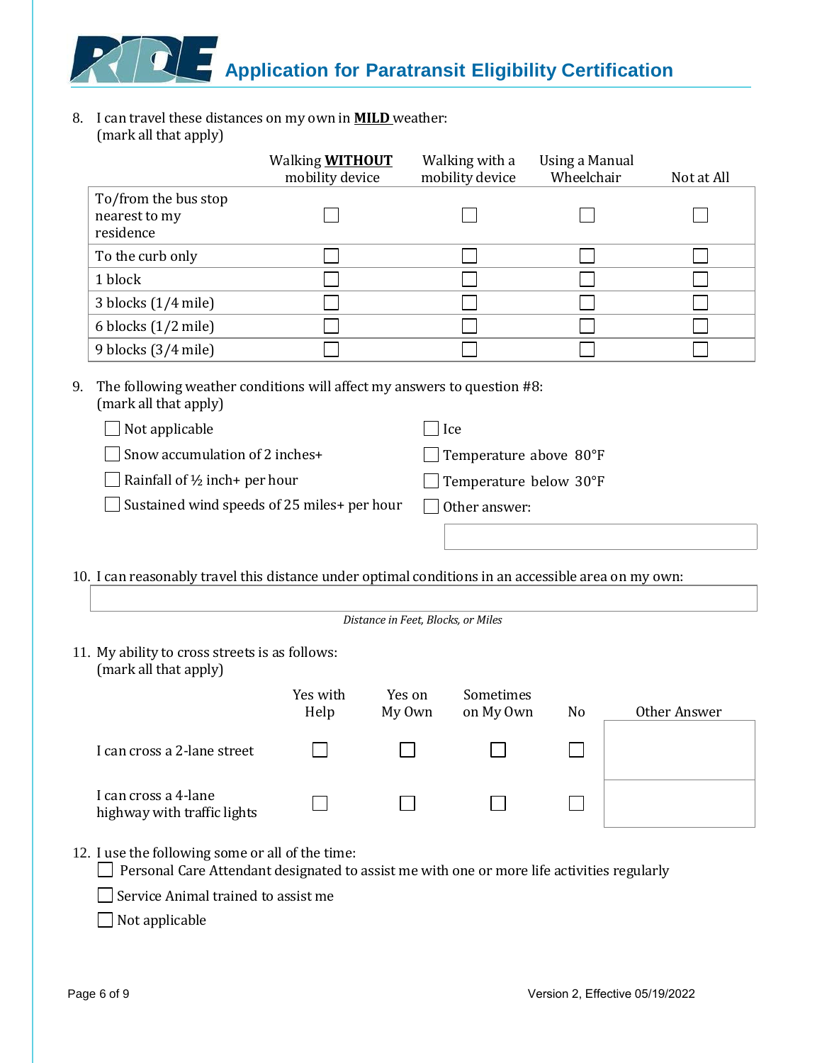8. I can travel these distances on my own in **MILD** weather:
(mark all that apply)

| | Walking **WITHOUT** mobility device | Walking with a mobility device | Using a Manual Wheelchair | Not at All |
|---|---|---|---|---|
| To/from the bus stop nearest to my residence | ☐ | ☐ | ☐ | ☐ |
| To the curb only | ☐ | ☐ | ☐ | ☐ |
| 1 block | ☐ | ☐ | ☐ | ☐ |
| 3 blocks (1/4 mile) | ☐ | ☐ | ☐ | ☐ |
| 6 blocks (1/2 mile) | ☐ | ☐ | ☐ | ☐ |
| 9 blocks (3/4 mile) | ☐ | ☐ | ☐ | ☐ |

9. The following weather conditions will affect my answers to question #8:
(mark all that apply)

- ☐ Not applicable
- ☐ Snow accumulation of 2 inches+
- ☐ Rainfall of ½ inch+ per hour
- ☐ Sustained wind speeds of 25 miles+ per hour
- ☐ Ice
- ☐ Temperature above 80°F
- ☐ Temperature below 30°F
- ☐ Other answer: ____________________

10. I can reasonably travel this distance under optimal conditions in an accessible area on my own:

____________________

*Distance in Feet, Blocks, or Miles*

11. My ability to cross streets is as follows:
(mark all that apply)

| | Yes with Help | Yes on My Own | Sometimes on My Own | No | Other Answer |
|---|---|---|---|---|---|
| I can cross a 2-lane street | ☐ | ☐ | ☐ | ☐ | |
| I can cross a 4-lane highway with traffic lights | ☐ | ☐ | ☐ | ☐ | |

12. I use the following some or all of the time:

- ☐ Personal Care Attendant designated to assist me with one or more life activities regularly
- ☐ Service Animal trained to assist me
- ☐ Not applicable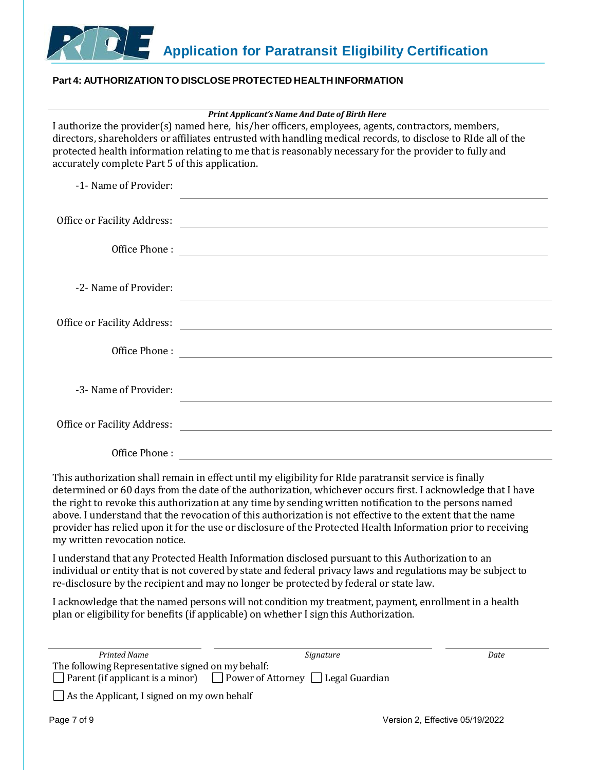## Application for Paratransit Eligibility Certification

### Part 4: AUTHORIZATION TO DISCLOSE PROTECTED HEALTH INFORMATION

______________________________________________

***Print Applicant's Name And Date of Birth Here***

I authorize the provider(s) named here, his/her officers, employees, agents, contractors, members, directors, shareholders or affiliates entrusted with handling medical records, to disclose to RIde all of the protected health information relating to me that is reasonably necessary for the provider to fully and accurately complete Part 5 of this application.

-1- Name of Provider: ______________________________________________

Office or Facility Address: ______________________________________________

Office Phone : ______________________________________________

-2- Name of Provider: ______________________________________________

Office or Facility Address: ______________________________________________

Office Phone : ______________________________________________

-3- Name of Provider: ______________________________________________

Office or Facility Address: ______________________________________________

Office Phone : ______________________________________________

This authorization shall remain in effect until my eligibility for RIde paratransit service is finally determined or 60 days from the date of the authorization, whichever occurs first. I acknowledge that I have the right to revoke this authorization at any time by sending written notification to the persons named above. I understand that the revocation of this authorization is not effective to the extent that the name provider has relied upon it for the use or disclosure of the Protected Health Information prior to receiving my written revocation notice.

I understand that any Protected Health Information disclosed pursuant to this Authorization to an individual or entity that is not covered by state and federal privacy laws and regulations may be subject to re-disclosure by the recipient and may no longer be protected by federal or state law.

I acknowledge that the named persons will not condition my treatment, payment, enrollment in a health plan or eligibility for benefits (if applicable) on whether I sign this Authorization.

| ______________________ | ______________________ | ______________ |
|---|---|---|
| *Printed Name* | *Signature* | *Date* |

The following Representative signed on my behalf:

☐ Parent (if applicant is a minor) ☐ Power of Attorney ☐ Legal Guardian

☐ As the Applicant, I signed on my own behalf

Version 2, Effective 05/19/2022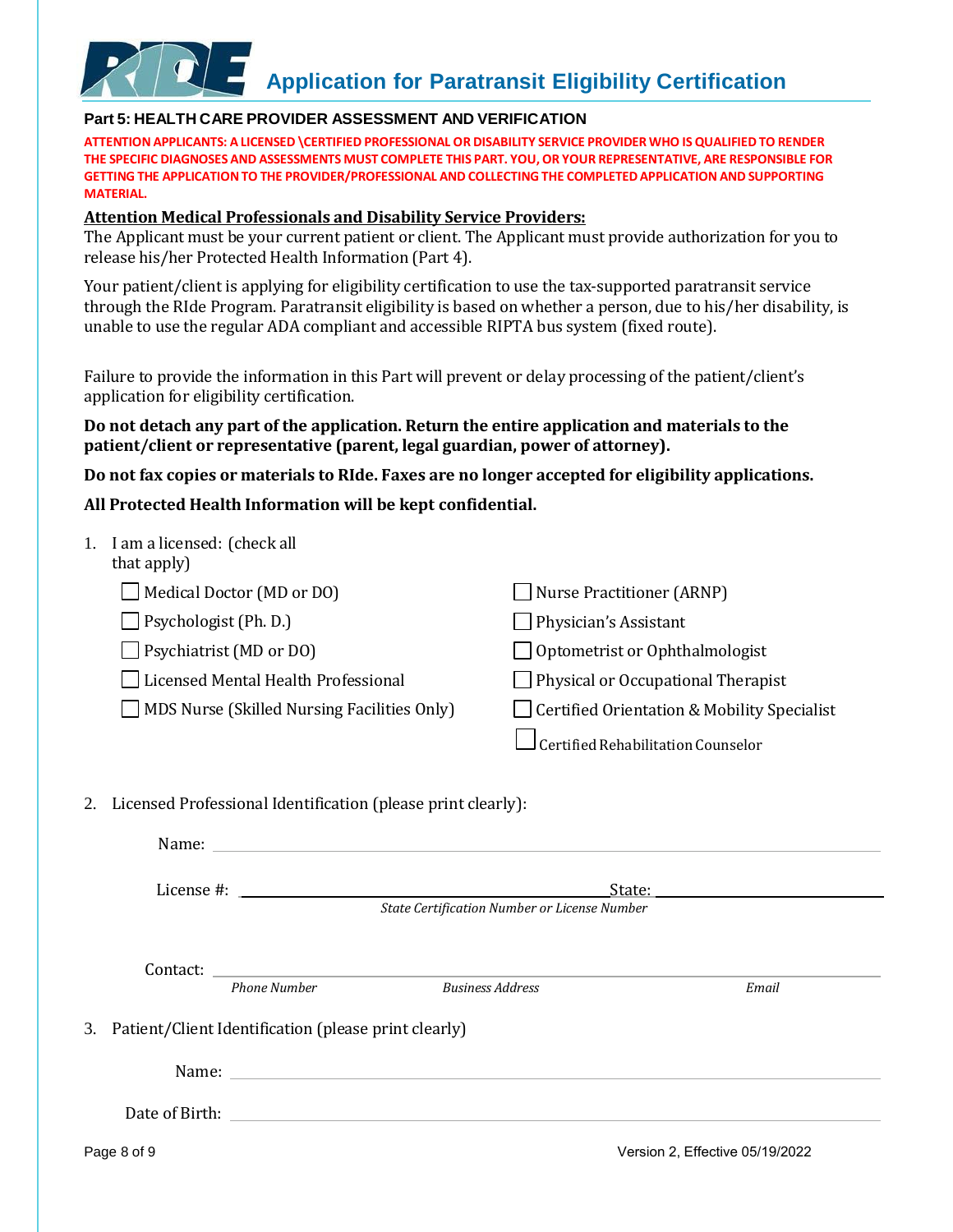# Application for Paratransit Eligibility Certification

## Part 5: HEALTH CARE PROVIDER ASSESSMENT AND VERIFICATION

**ATTENTION APPLICANTS: A LICENSED \CERTIFIED PROFESSIONAL OR DISABILITY SERVICE PROVIDER WHO IS QUALIFIED TO RENDER THE SPECIFIC DIAGNOSES AND ASSESSMENTS MUST COMPLETE THIS PART. YOU, OR YOUR REPRESENTATIVE, ARE RESPONSIBLE FOR GETTING THE APPLICATION TO THE PROVIDER/PROFESSIONAL AND COLLECTING THE COMPLETED APPLICATION AND SUPPORTING MATERIAL.**

**Attention Medical Professionals and Disability Service Providers:**

The Applicant must be your current patient or client. The Applicant must provide authorization for you to release his/her Protected Health Information (Part 4).

Your patient/client is applying for eligibility certification to use the tax-supported paratransit service through the RIde Program. Paratransit eligibility is based on whether a person, due to his/her disability, is unable to use the regular ADA compliant and accessible RIPTA bus system (fixed route).

Failure to provide the information in this Part will prevent or delay processing of the patient/client's application for eligibility certification.

**Do not detach any part of the application. Return the entire application and materials to the patient/client or representative (parent, legal guardian, power of attorney).**

**Do not fax copies or materials to RIde. Faxes are no longer accepted for eligibility applications.**

**All Protected Health Information will be kept confidential.**

1. I am a licensed: (check all that apply)

   - ☐ Medical Doctor (MD or DO)
   - ☐ Psychologist (Ph. D.)
   - ☐ Psychiatrist (MD or DO)
   - ☐ Licensed Mental Health Professional
   - ☐ MDS Nurse (Skilled Nursing Facilities Only)
   - ☐ Nurse Practitioner (ARNP)
   - ☐ Physician's Assistant
   - ☐ Optometrist or Ophthalmologist
   - ☐ Physical or Occupational Therapist
   - ☐ Certified Orientation & Mobility Specialist
   - ☐ Certified Rehabilitation Counselor

2. Licensed Professional Identification (please print clearly):

   Name: ______________________________

   License #: ______________________________ State: ______________________________
   *State Certification Number or License Number*

   Contact: ______________________________
   *Phone Number* *Business Address* *Email*

3. Patient/Client Identification (please print clearly)

   Name: ______________________________

   Date of Birth: ______________________________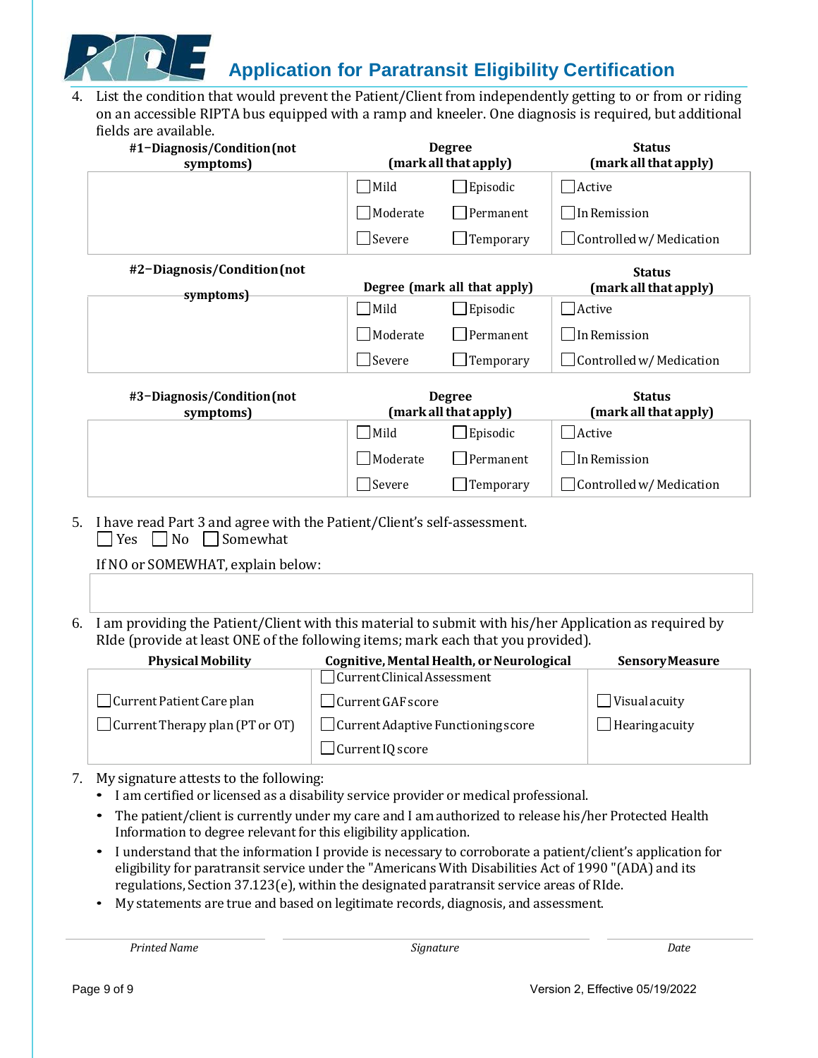## Application for Paratransit Eligibility Certification

4. List the condition that would prevent the Patient/Client from independently getting to or from or riding on an accessible RIPTA bus equipped with a ramp and kneeler. One diagnosis is required, but additional fields are available.

| #1–Diagnosis/Condition (not symptoms) | Degree (mark all that apply) | | Status (mark all that apply) |
|---|---|---|---|
| | ☐ Mild | ☐ Episodic | ☐ Active |
| | ☐ Moderate | ☐ Permanent | ☐ In Remission |
| | ☐ Severe | ☐ Temporary | ☐ Controlled w/ Medication |

| #2–Diagnosis/Condition (not symptoms) | Degree (mark all that apply) | | Status (mark all that apply) |
|---|---|---|---|
| | ☐ Mild | ☐ Episodic | ☐ Active |
| | ☐ Moderate | ☐ Permanent | ☐ In Remission |
| | ☐ Severe | ☐ Temporary | ☐ Controlled w/ Medication |

| #3–Diagnosis/Condition (not symptoms) | Degree (mark all that apply) | | Status (mark all that apply) |
|---|---|---|---|
| | ☐ Mild | ☐ Episodic | ☐ Active |
| | ☐ Moderate | ☐ Permanent | ☐ In Remission |
| | ☐ Severe | ☐ Temporary | ☐ Controlled w/ Medication |

5. I have read Part 3 and agree with the Patient/Client's self-assessment.
   ☐ Yes ☐ No ☐ Somewhat

   If NO or SOMEWHAT, explain below:

6. I am providing the Patient/Client with this material to submit with his/her Application as required by RIde (provide at least ONE of the following items; mark each that you provided).

| Physical Mobility | Cognitive, Mental Health, or Neurological | Sensory Measure |
|---|---|---|
| | ☐ Current Clinical Assessment | |
| ☐ Current Patient Care plan | ☐ Current GAF score | ☐ Visual acuity |
| ☐ Current Therapy plan (PT or OT) | ☐ Current Adaptive Functioning score | ☐ Hearing acuity |
| | ☐ Current IQ score | |

7. My signature attests to the following:
   - I am certified or licensed as a disability service provider or medical professional.
   - The patient/client is currently under my care and I am authorized to release his/her Protected Health Information to degree relevant for this eligibility application.
   - I understand that the information I provide is necessary to corroborate a patient/client's application for eligibility for paratransit service under the "Americans With Disabilities Act of 1990 "(ADA) and its regulations, Section 37.123(e), within the designated paratransit service areas of RIde.
   - My statements are true and based on legitimate records, diagnosis, and assessment.

| *Printed Name* | *Signature* | *Date* |
|---|---|---|

Version 2, Effective 05/19/2022